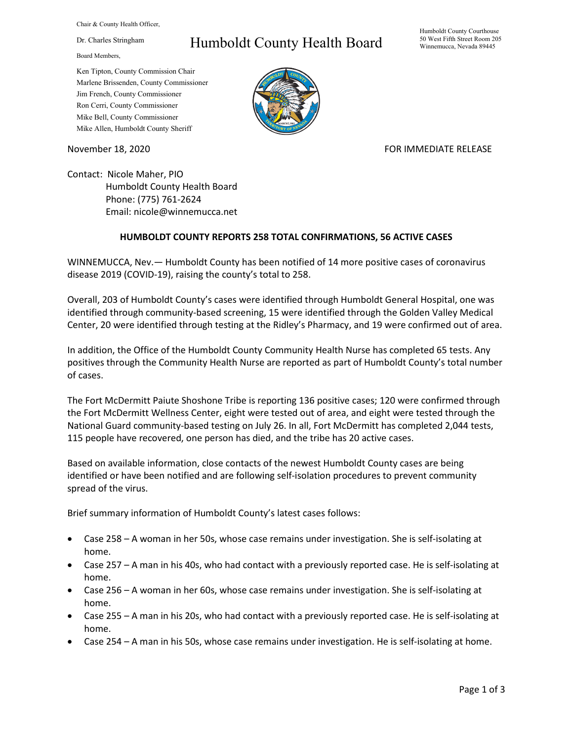Chair & County Health Officer,

Dr. Charles Stringham

Board Members,

Ken Tipton, County Commission Chair
Marlene Brissenden, County Commissioner
Jim French, County Commissioner
Ron Cerri, County Commissioner
Mike Bell, County Commissioner
Mike Allen, Humboldt County Sheriff

# Humboldt County Health Board

Humboldt County Courthouse
50 West Fifth Street Room 205
Winnemucca, Nevada 89445

November 18, 2020

FOR IMMEDIATE RELEASE

Contact: Nicole Maher, PIO
Humboldt County Health Board
Phone: (775) 761-2624
Email: nicole@winnemucca.net

## HUMBOLDT COUNTY REPORTS 258 TOTAL CONFIRMATIONS, 56 ACTIVE CASES

WINNEMUCCA, Nev.— Humboldt County has been notified of 14 more positive cases of coronavirus disease 2019 (COVID-19), raising the county's total to 258.

Overall, 203 of Humboldt County's cases were identified through Humboldt General Hospital, one was identified through community-based screening, 15 were identified through the Golden Valley Medical Center, 20 were identified through testing at the Ridley's Pharmacy, and 19 were confirmed out of area.

In addition, the Office of the Humboldt County Community Health Nurse has completed 65 tests. Any positives through the Community Health Nurse are reported as part of Humboldt County's total number of cases.

The Fort McDermitt Paiute Shoshone Tribe is reporting 136 positive cases; 120 were confirmed through the Fort McDermitt Wellness Center, eight were tested out of area, and eight were tested through the National Guard community-based testing on July 26. In all, Fort McDermitt has completed 2,044 tests, 115 people have recovered, one person has died, and the tribe has 20 active cases.

Based on available information, close contacts of the newest Humboldt County cases are being identified or have been notified and are following self-isolation procedures to prevent community spread of the virus.

Brief summary information of Humboldt County's latest cases follows:

- Case 258 – A woman in her 50s, whose case remains under investigation. She is self-isolating at home.
- Case 257 – A man in his 40s, who had contact with a previously reported case. He is self-isolating at home.
- Case 256 – A woman in her 60s, whose case remains under investigation. She is self-isolating at home.
- Case 255 – A man in his 20s, who had contact with a previously reported case. He is self-isolating at home.
- Case 254 – A man in his 50s, whose case remains under investigation. He is self-isolating at home.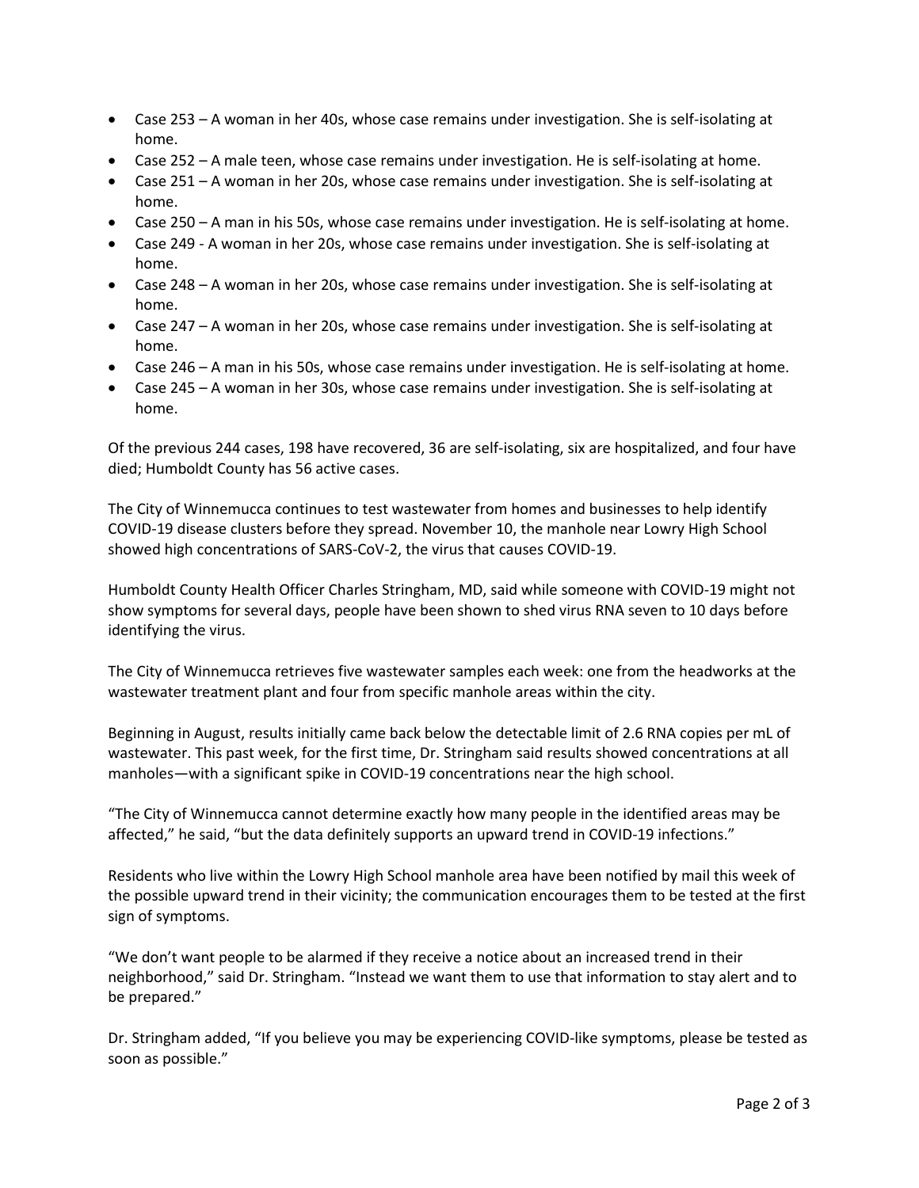- Case 253 – A woman in her 40s, whose case remains under investigation. She is self-isolating at home.
- Case 252 – A male teen, whose case remains under investigation. He is self-isolating at home.
- Case 251 – A woman in her 20s, whose case remains under investigation. She is self-isolating at home.
- Case 250 – A man in his 50s, whose case remains under investigation. He is self-isolating at home.
- Case 249 - A woman in her 20s, whose case remains under investigation. She is self-isolating at home.
- Case 248 – A woman in her 20s, whose case remains under investigation. She is self-isolating at home.
- Case 247 – A woman in her 20s, whose case remains under investigation. She is self-isolating at home.
- Case 246 – A man in his 50s, whose case remains under investigation. He is self-isolating at home.
- Case 245 – A woman in her 30s, whose case remains under investigation. She is self-isolating at home.

Of the previous 244 cases, 198 have recovered, 36 are self-isolating, six are hospitalized, and four have died; Humboldt County has 56 active cases.

The City of Winnemucca continues to test wastewater from homes and businesses to help identify COVID-19 disease clusters before they spread. November 10, the manhole near Lowry High School showed high concentrations of SARS-CoV-2, the virus that causes COVID-19.

Humboldt County Health Officer Charles Stringham, MD, said while someone with COVID-19 might not show symptoms for several days, people have been shown to shed virus RNA seven to 10 days before identifying the virus.

The City of Winnemucca retrieves five wastewater samples each week: one from the headworks at the wastewater treatment plant and four from specific manhole areas within the city.

Beginning in August, results initially came back below the detectable limit of 2.6 RNA copies per mL of wastewater. This past week, for the first time, Dr. Stringham said results showed concentrations at all manholes—with a significant spike in COVID-19 concentrations near the high school.

"The City of Winnemucca cannot determine exactly how many people in the identified areas may be affected," he said, "but the data definitely supports an upward trend in COVID-19 infections."

Residents who live within the Lowry High School manhole area have been notified by mail this week of the possible upward trend in their vicinity; the communication encourages them to be tested at the first sign of symptoms.

"We don't want people to be alarmed if they receive a notice about an increased trend in their neighborhood," said Dr. Stringham. "Instead we want them to use that information to stay alert and to be prepared."

Dr. Stringham added, "If you believe you may be experiencing COVID-like symptoms, please be tested as soon as possible."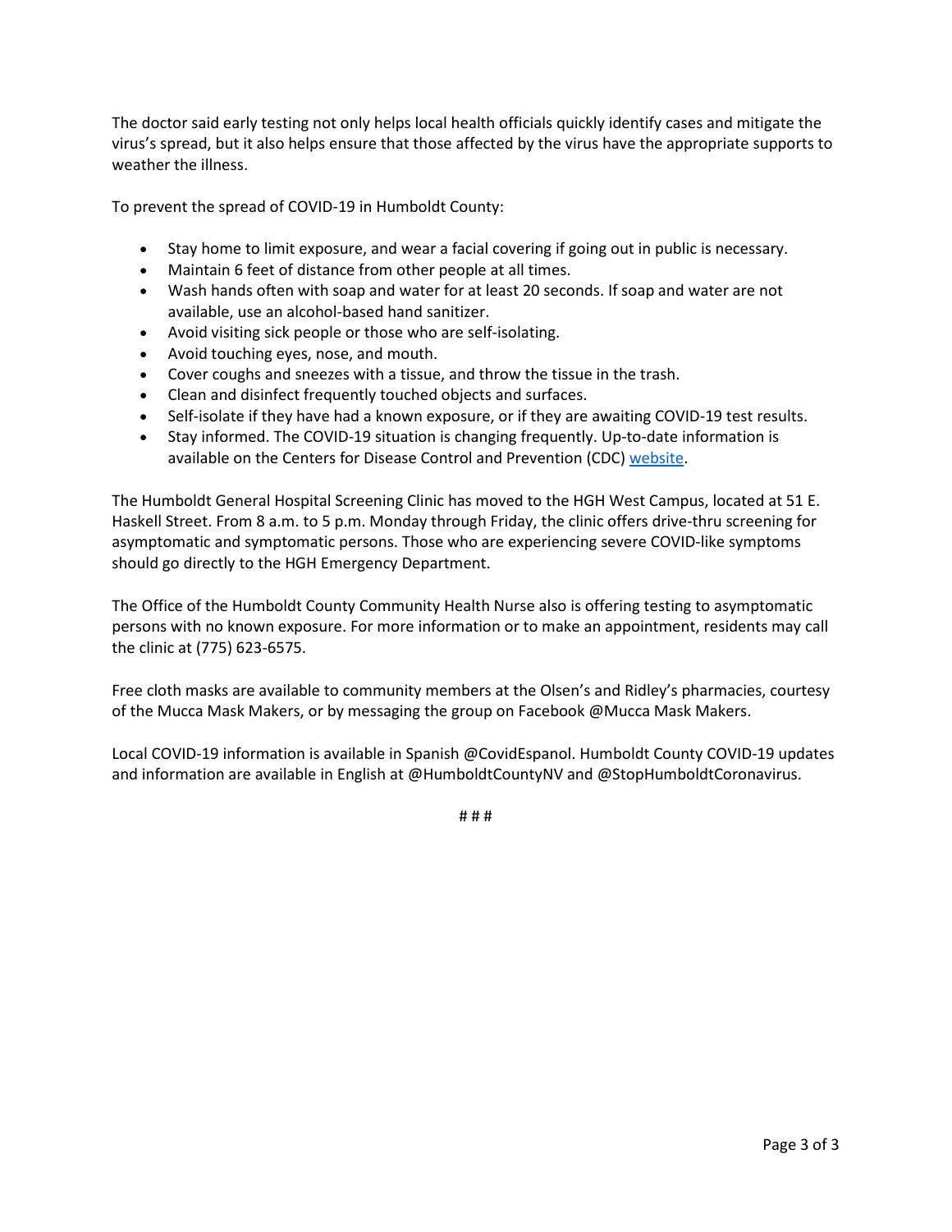The doctor said early testing not only helps local health officials quickly identify cases and mitigate the virus's spread, but it also helps ensure that those affected by the virus have the appropriate supports to weather the illness.

To prevent the spread of COVID-19 in Humboldt County:

- Stay home to limit exposure, and wear a facial covering if going out in public is necessary.
- Maintain 6 feet of distance from other people at all times.
- Wash hands often with soap and water for at least 20 seconds. If soap and water are not available, use an alcohol-based hand sanitizer.
- Avoid visiting sick people or those who are self-isolating.
- Avoid touching eyes, nose, and mouth.
- Cover coughs and sneezes with a tissue, and throw the tissue in the trash.
- Clean and disinfect frequently touched objects and surfaces.
- Self-isolate if they have had a known exposure, or if they are awaiting COVID-19 test results.
- Stay informed. The COVID-19 situation is changing frequently. Up-to-date information is available on the Centers for Disease Control and Prevention (CDC) website.

The Humboldt General Hospital Screening Clinic has moved to the HGH West Campus, located at 51 E. Haskell Street. From 8 a.m. to 5 p.m. Monday through Friday, the clinic offers drive-thru screening for asymptomatic and symptomatic persons. Those who are experiencing severe COVID-like symptoms should go directly to the HGH Emergency Department.

The Office of the Humboldt County Community Health Nurse also is offering testing to asymptomatic persons with no known exposure. For more information or to make an appointment, residents may call the clinic at (775) 623-6575.

Free cloth masks are available to community members at the Olsen's and Ridley's pharmacies, courtesy of the Mucca Mask Makers, or by messaging the group on Facebook @Mucca Mask Makers.

Local COVID-19 information is available in Spanish @CovidEspanol. Humboldt County COVID-19 updates and information are available in English at @HumboldtCountyNV and @StopHumboldtCoronavirus.

# # #